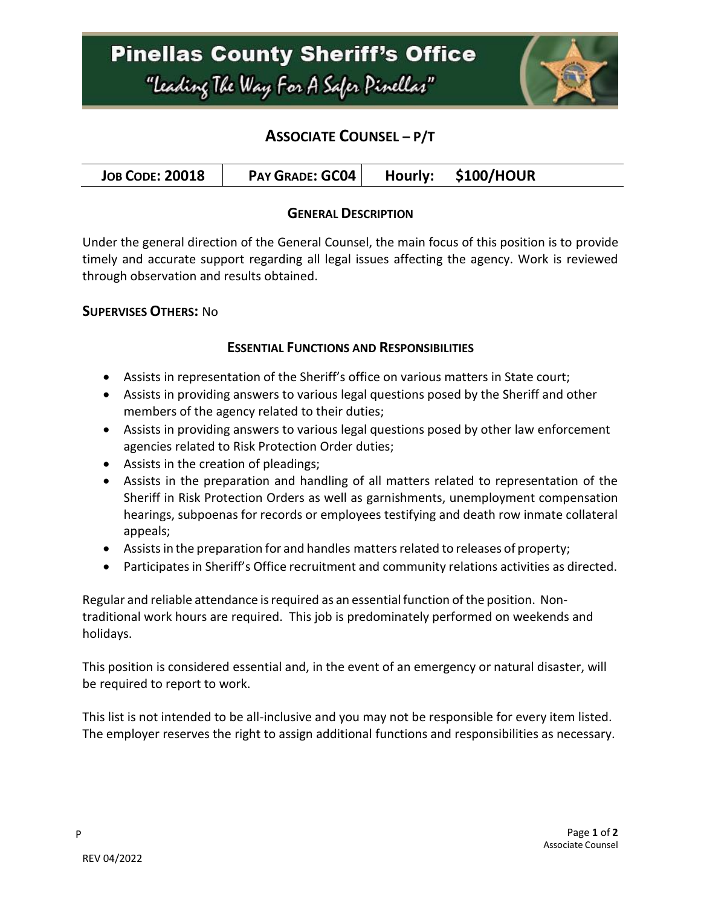# Pinellas County Sheriff's Office

"Leading The Way For A Safer Pinellas"

## ASSOCIATE COUNSEL – P/T

| JOB CODE: 20018 | PAY GRADE: GC04 | Hourly: $100/HOUR |
|---|---|---|

### GENERAL DESCRIPTION

Under the general direction of the General Counsel, the main focus of this position is to provide timely and accurate support regarding all legal issues affecting the agency. Work is reviewed through observation and results obtained.

**SUPERVISES OTHERS:** No

### ESSENTIAL FUNCTIONS AND RESPONSIBILITIES

- Assists in representation of the Sheriff's office on various matters in State court;
- Assists in providing answers to various legal questions posed by the Sheriff and other members of the agency related to their duties;
- Assists in providing answers to various legal questions posed by other law enforcement agencies related to Risk Protection Order duties;
- Assists in the creation of pleadings;
- Assists in the preparation and handling of all matters related to representation of the Sheriff in Risk Protection Orders as well as garnishments, unemployment compensation hearings, subpoenas for records or employees testifying and death row inmate collateral appeals;
- Assists in the preparation for and handles matters related to releases of property;
- Participates in Sheriff's Office recruitment and community relations activities as directed.

Regular and reliable attendance is required as an essential function of the position. Non-traditional work hours are required. This job is predominately performed on weekends and holidays.

This position is considered essential and, in the event of an emergency or natural disaster, will be required to report to work.

This list is not intended to be all-inclusive and you may not be responsible for every item listed. The employer reserves the right to assign additional functions and responsibilities as necessary.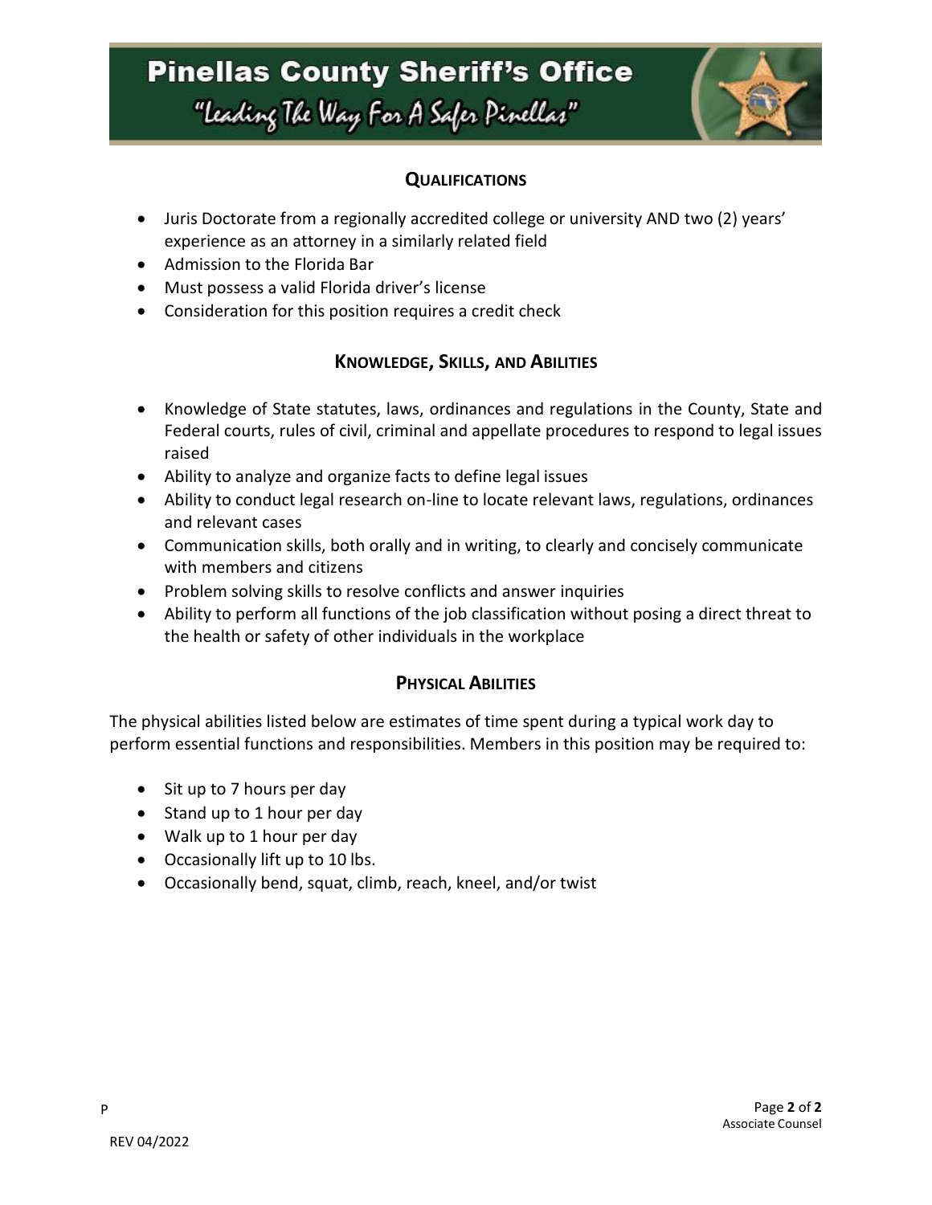## Qualifications

- Juris Doctorate from a regionally accredited college or university AND two (2) years' experience as an attorney in a similarly related field
- Admission to the Florida Bar
- Must possess a valid Florida driver's license
- Consideration for this position requires a credit check

## Knowledge, Skills, and Abilities

- Knowledge of State statutes, laws, ordinances and regulations in the County, State and Federal courts, rules of civil, criminal and appellate procedures to respond to legal issues raised
- Ability to analyze and organize facts to define legal issues
- Ability to conduct legal research on-line to locate relevant laws, regulations, ordinances and relevant cases
- Communication skills, both orally and in writing, to clearly and concisely communicate with members and citizens
- Problem solving skills to resolve conflicts and answer inquiries
- Ability to perform all functions of the job classification without posing a direct threat to the health or safety of other individuals in the workplace

## Physical Abilities

The physical abilities listed below are estimates of time spent during a typical work day to perform essential functions and responsibilities. Members in this position may be required to:

- Sit up to 7 hours per day
- Stand up to 1 hour per day
- Walk up to 1 hour per day
- Occasionally lift up to 10 lbs.
- Occasionally bend, squat, climb, reach, kneel, and/or twist